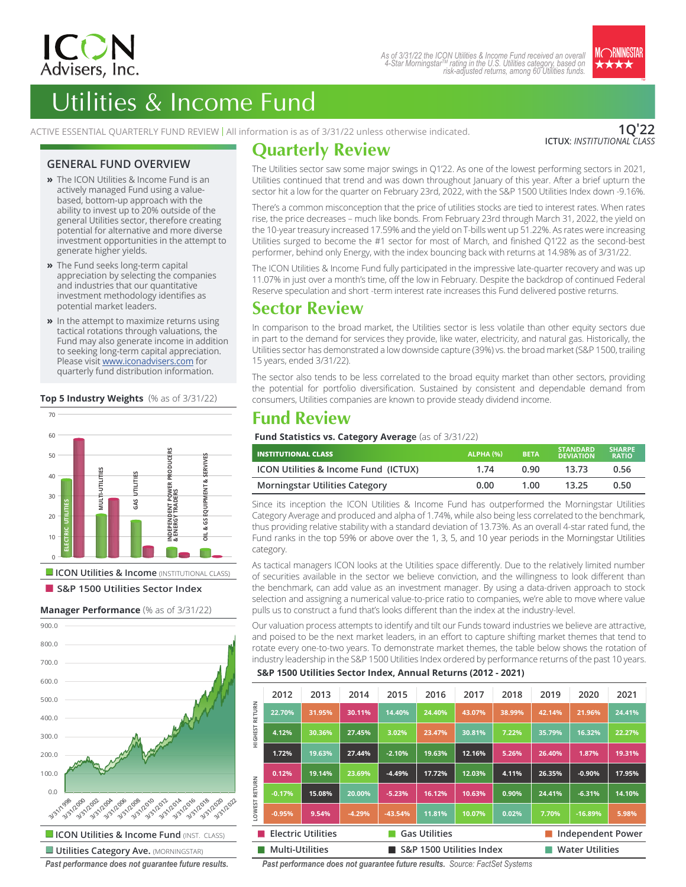ICON Advisers, Inc.

*As of 3/31/22 the ICON Utilities & Income Fund received an overall 4-Star Morningstar™ rating in the U.S. Utilities category, based on risk-adjusted returns, among 60 Utilities funds.*

# Utilities & Income Fund

ACTIVE ESSENTIAL QUARTERLY FUND REVIEW | All information is as of 3/31/22 unless otherwise indicated.

**1Q'22**
**ICTUX:** *INSTITUTIONAL CLASS*

## GENERAL FUND OVERVIEW

- The ICON Utilities & Income Fund is an actively managed Fund using a value-based, bottom-up approach with the ability to invest up to 20% outside of the general Utilities sector, therefore creating potential for alternative and more diverse investment opportunities in the attempt to generate higher yields.
- The Fund seeks long-term capital appreciation by selecting the companies and industries that our quantitative investment methodology identifies as potential market leaders.
- In the attempt to maximize returns using tactical rotations through valuations, the Fund may also generate income in addition to seeking long-term capital appreciation. Please visit www.iconadvisers.com for quarterly fund distribution information.

**Top 5 Industry Weights** (% as of 3/31/22)

Electric Utilities, Multi-Utilities, Gas Utilities, Independent Power Producers & Energy Traders, Oil & GS Equipment & Servives

ICON Utilities & Income (INSTITUTIONAL CLASS)
S&P 1500 Utilities Sector Index

**Manager Performance** (% as of 3/31/22)

ICON Utilities & Income Fund (INST. CLASS)
Utilities Category Ave. (MORNINGSTAR)

*Past performance does not guarantee future results.*

## Quarterly Review

The Utilities sector saw some major swings in Q1'22. As one of the lowest performing sectors in 2021, Utilities continued that trend and was down throughout January of this year. After a brief upturn the sector hit a low for the quarter on February 23rd, 2022, with the S&P 1500 Utilities Index down -9.16%.

There's a common misconception that the price of utilities stocks are tied to interest rates. When rates rise, the price decreases – much like bonds. From February 23rd through March 31, 2022, the yield on the 10-year treasury increased 17.59% and the yield on T-bills went up 51.22%. As rates were increasing Utilities surged to become the #1 sector for most of March, and finished Q1'22 as the second-best performer, behind only Energy, with the index bouncing back with returns at 14.98% as of 3/31/22.

The ICON Utilities & Income Fund fully participated in the impressive late-quarter recovery and was up 11.07% in just over a month's time, off the low in February. Despite the backdrop of continued Federal Reserve speculation and short -term interest rate increases this Fund delivered postive returns.

## Sector Review

In comparison to the broad market, the Utilities sector is less volatile than other equity sectors due in part to the demand for services they provide, like water, electricity, and natural gas. Historically, the Utilities sector has demonstrated a low downside capture (39%) vs. the broad market (S&P 1500, trailing 15 years, ended 3/31/22).

The sector also tends to be less correlated to the broad equity market than other sectors, providing the potential for portfolio diversification. Sustained by consistent and dependable demand from consumers, Utilities companies are known to provide steady dividend income.

## Fund Review

**Fund Statistics vs. Category Average** (as of 3/31/22)

| INSTITUTIONAL CLASS | ALPHA (%) | BETA | STANDARD DEVIATION | SHARPE RATIO |
|---|---|---|---|---|
| ICON Utilities & Income Fund (ICTUX) | 1.74 | 0.90 | 13.73 | 0.56 |
| Morningstar Utilities Category | 0.00 | 1.00 | 13.25 | 0.50 |

Since its inception the ICON Utilities & Income Fund has outperformed the Morningstar Utilities Category Average and produced and alpha of 1.74%, while also being less correlated to the benchmark, thus providing relative stability with a standard deviation of 13.73%. As an overall 4-star rated fund, the Fund ranks in the top 59% or above over the 1, 3, 5, and 10 year periods in the Morningstar Utilities category.

As tactical managers ICON looks at the Utilities space differently. Due to the relatively limited number of securities available in the sector we believe conviction, and the willingness to look different than the benchmark, can add value as an investment manager. By using a data-driven approach to stock selection and assigning a numerical value-to-price ratio to companies, we're able to move where value pulls us to construct a fund that's looks different than the index at the industry-level.

Our valuation process attempts to identify and tilt our Funds toward industries we believe are attractive, and poised to be the next market leaders, in an effort to capture shifting market themes that tend to rotate every one-to-two years. To demonstrate market themes, the table below shows the rotation of industry leadership in the S&P 1500 Utilities Index ordered by performance returns of the past 10 years.

**S&P 1500 Utilities Sector Index, Annual Returns (2012 - 2021)**

| | 2012 | 2013 | 2014 | 2015 | 2016 | 2017 | 2018 | 2019 | 2020 | 2021 |
|---|---|---|---|---|---|---|---|---|---|---|
| HIGHEST RETURN | 22.70% | 31.95% | 30.11% | 14.40% | 24.40% | 43.07% | 38.99% | 42.14% | 21.96% | 24.41% |
| | 4.12% | 30.36% | 27.45% | 3.02% | 23.47% | 30.81% | 7.22% | 35.79% | 16.32% | 22.27% |
| | 1.72% | 19.63% | 27.44% | -2.10% | 19.63% | 12.16% | 5.26% | 26.40% | 1.87% | 19.31% |
| | 0.12% | 19.14% | 23.69% | -4.49% | 17.72% | 12.03% | 4.11% | 26.35% | -0.90% | 17.95% |
| | -0.17% | 15.08% | 20.00% | -5.23% | 16.12% | 10.63% | 0.90% | 24.41% | -6.31% | 14.10% |
| LOWEST RETURN | -0.95% | 9.54% | -4.29% | -43.54% | 11.81% | 10.07% | 0.02% | 7.70% | -16.89% | 5.98% |

Electric Utilities | Gas Utilities | Independent Power | Multi-Utilities | S&P 1500 Utilities Index | Water Utilities

*Past performance does not guarantee future results. Source: FactSet Systems*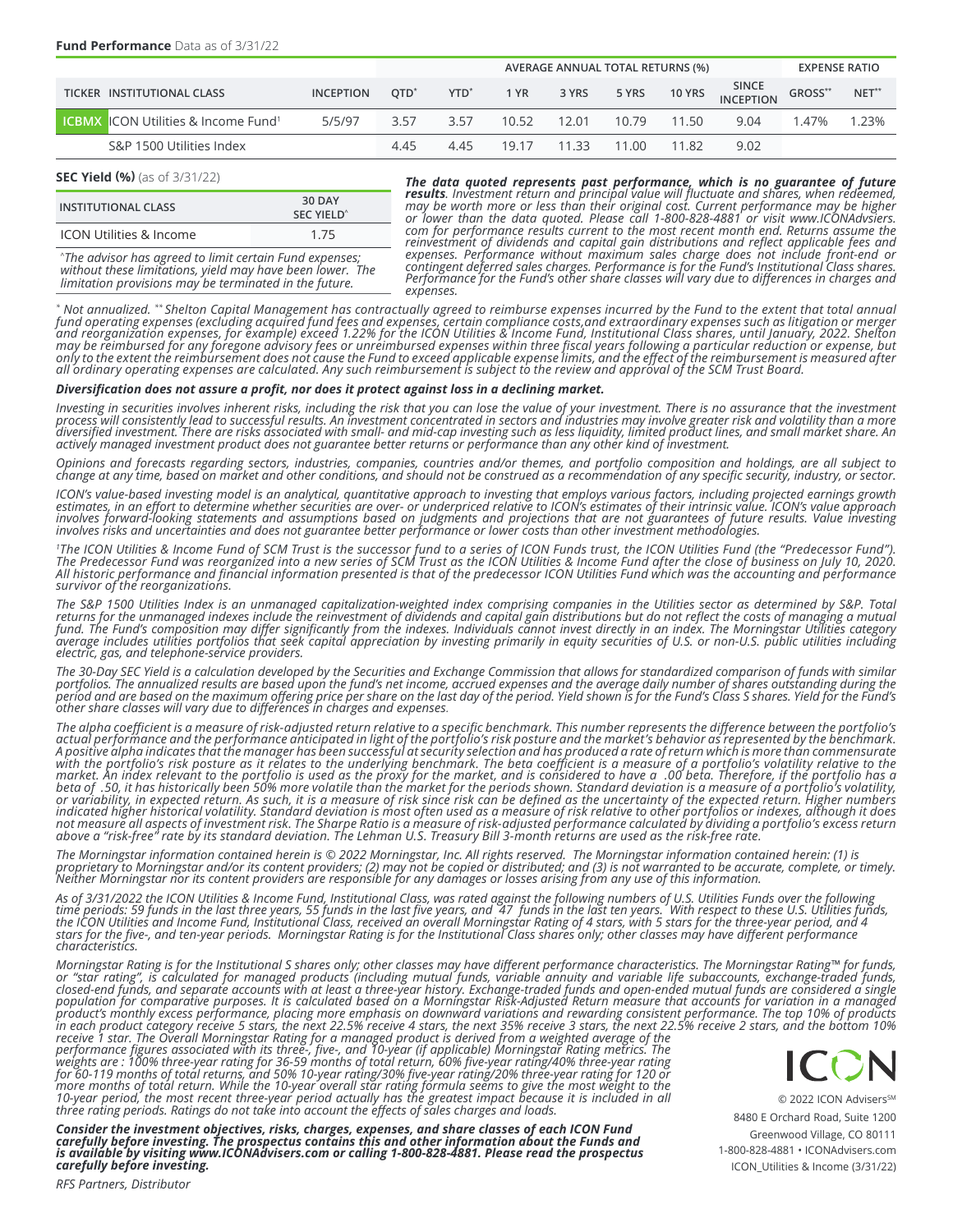**Fund Performance** Data as of 3/31/22

| | | AVERAGE ANNUAL TOTAL RETURNS (%) | | | | | | | EXPENSE RATIO | |
|---|---|---|---|---|---|---|---|---|---|---|
| TICKER INSTITUTIONAL CLASS | INCEPTION | QTD* | YTD* | 1 YR | 3 YRS | 5 YRS | 10 YRS | SINCE INCEPTION | GROSS** | NET** |
| ICBMX ICON Utilities & Income Fund[1] | 5/5/97 | 3.57 | 3.57 | 10.52 | 12.01 | 10.79 | 11.50 | 9.04 | 1.47% | 1.23% |
| S&P 1500 Utilities Index | | 4.45 | 4.45 | 19.17 | 11.33 | 11.00 | 11.82 | 9.02 | | |

**SEC Yield (%)** (as of 3/31/22)

| INSTITUTIONAL CLASS | 30 DAY SEC YIELD^ |
|---|---|
| ICON Utilities & Income | 1.75 |

*^The advisor has agreed to limit certain Fund expenses; without these limitations, yield may have been lower. The limitation provisions may be terminated in the future.*

***The data quoted represents past performance, which is no guarantee of future results****. Investment return and principal value will fluctuate and shares, when redeemed, may be worth more or less than their original cost. Current performance may be higher or lower than the data quoted. Please call 1-800-828-4881 or visit www.ICONAdvsiers.com for performance results current to the most recent month end. Returns assume the reinvestment of dividends and capital gain distributions and reflect applicable fees and expenses. Performance without maximum sales charge does not include front-end or contingent deferred sales charges. Performance is for the Fund's Institutional Class shares. Performance for the Fund's other share classes will vary due to differences in charges and expenses.*

*\* Not annualized. \*\* Shelton Capital Management has contractually agreed to reimburse expenses incurred by the Fund to the extent that total annual fund operating expenses (excluding acquired fund fees and expenses, certain compliance costs,and extraordinary expenses such as litigation or merger and reorganization expenses, for example) exceed 1.22% for the ICON Utilities & Income Fund, Institutional Class shares, until January, 2022. Shelton may be reimbursed for any foregone advisory fees or unreimbursed expenses within three fiscal years following a particular reduction or expense, but only to the extent the reimbursement does not cause the Fund to exceed applicable expense limits, and the effect of the reimbursement is measured after all ordinary operating expenses are calculated. Any such reimbursement is subject to the review and approval of the SCM Trust Board.*

***Diversification does not assure a profit, nor does it protect against loss in a declining market.***

*Investing in securities involves inherent risks, including the risk that you can lose the value of your investment. There is no assurance that the investment process will consistently lead to successful results. An investment concentrated in sectors and industries may involve greater risk and volatility than a more diversified investment. There are risks associated with small- and mid-cap investing such as less liquidity, limited product lines, and small market share. An actively managed investment product does not guarantee better returns or performance than any other kind of investment.*

*Opinions and forecasts regarding sectors, industries, companies, countries and/or themes, and portfolio composition and holdings, are all subject to change at any time, based on market and other conditions, and should not be construed as a recommendation of any specific security, industry, or sector.*

*ICON's value-based investing model is an analytical, quantitative approach to investing that employs various factors, including projected earnings growth estimates, in an effort to determine whether securities are over- or underpriced relative to ICON's estimates of their intrinsic value. ICON's value approach involves forward-looking statements and assumptions based on judgments and projections that are not guarantees of future results. Value investing involves risks and uncertainties and does not guarantee better performance or lower costs than other investment methodologies.*

*[1]The ICON Utilities & Income Fund of SCM Trust is the successor fund to a series of ICON Funds trust, the ICON Utilities Fund (the "Predecessor Fund"). The Predecessor Fund was reorganized into a new series of SCM Trust as the ICON Utilities & Income Fund after the close of business on July 10, 2020. All historic performance and financial information presented is that of the predecessor ICON Utilities Fund which was the accounting and performance survivor of the reorganizations.*

*The S&P 1500 Utilities Index is an unmanaged capitalization-weighted index comprising companies in the Utilities sector as determined by S&P. Total returns for the unmanaged indexes include the reinvestment of dividends and capital gain distributions but do not reflect the costs of managing a mutual fund. The Fund's composition may differ significantly from the indexes. Individuals cannot invest directly in an index. The Morningstar Utilities category average includes utilities portfolios that seek capital appreciation by investing primarily in equity securities of U.S. or non-U.S. public utilities including electric, gas, and telephone-service providers.*

*The 30-Day SEC Yield is a calculation developed by the Securities and Exchange Commission that allows for standardized comparison of funds with similar portfolios. The annualized results are based upon the fund's net income, accrued expenses and the average daily number of shares outstanding during the period and are based on the maximum offering price per share on the last day of the period. Yield shown is for the Fund's Class S shares. Yield for the Fund's other share classes will vary due to differences in charges and expenses.*

*The alpha coefficient is a measure of risk-adjusted return relative to a specific benchmark. This number represents the difference between the portfolio's actual performance and the performance anticipated in light of the portfolio's risk posture and the market's behavior as represented by the benchmark. A positive alpha indicates that the manager has been successful at security selection and has produced a rate of return which is more than commensurate with the portfolio's risk posture as it relates to the underlying benchmark. The beta coefficient is a measure of a portfolio's volatility relative to the market. An index relevant to the portfolio is used as the proxy for the market, and is considered to have a .00 beta. Therefore, if the portfolio has a beta of .50, it has historically been 50% more volatile than the market for the periods shown. Standard deviation is a measure of a portfolio's volatility, or variability, in expected return. As such, it is a measure of risk since risk can be defined as the uncertainty of the expected return. Higher numbers indicated higher historical volatility. Standard deviation is most often used as a measure of risk relative to other portfolios or indexes, although it does not measure all aspects of investment risk. The Sharpe Ratio is a measure of risk-adjusted performance calculated by dividing a portfolio's excess return above a "risk-free" rate by its standard deviation. The Lehman U.S. Treasury Bill 3-month returns are used as the risk-free rate.*

*The Morningstar information contained herein is © 2022 Morningstar, Inc. All rights reserved. The Morningstar information contained herein: (1) is proprietary to Morningstar and/or its content providers; (2) may not be copied or distributed; and (3) is not warranted to be accurate, complete, or timely. Neither Morningstar nor its content providers are responsible for any damages or losses arising from any use of this information.*

*As of 3/31/2022 the ICON Utilities & Income Fund, Institutional Class, was rated against the following numbers of U.S. Utilities Funds over the following time periods: 59 funds in the last three years, 55 funds in the last five years, and 47 funds in the last ten years. With respect to these U.S. Utilities funds, the ICON Utilities and Income Fund, Institutional Class, received an overall Morningstar Rating of 4 stars, with 5 stars for the three-year period, and 4 stars for the five-, and ten-year periods. Morningstar Rating is for the Institutional Class shares only; other classes may have different performance characteristics.*

*Morningstar Rating is for the Institutional S shares only; other classes may have different performance characteristics. The Morningstar Rating™ for funds, or "star rating", is calculated for managed products (including mutual funds, variable annuity and variable life subaccounts, exchange-traded funds, closed-end funds, and separate accounts with at least a three-year history. Exchange-traded funds and open-ended mutual funds are considered a single population for comparative purposes. It is calculated based on a Morningstar Risk-Adjusted Return measure that accounts for variation in a managed product's monthly excess performance, placing more emphasis on downward variations and rewarding consistent performance. The top 10% of products in each product category receive 5 stars, the next 22.5% receive 4 stars, the next 35% receive 3 stars, the next 22.5% receive 2 stars, and the bottom 10% receive 1 star. The Overall Morningstar Rating for a managed product is derived from a weighted average of the performance figures associated with its three-, five-, and 10-year (if applicable) Morningstar Rating metrics. The weights are : 100% three-year rating for 36-59 months of total return, 60% five-year rating/40% three-year rating for 60-119 months of total returns, and 50% 10-year rating/30% five-year rating/20% three-year rating for 120 or more months of total return. While the 10-year overall star rating formula seems to give the most weight to the 10-year period, the most recent three-year period actually has the greatest impact because it is included in all three rating periods. Ratings do not take into account the effects of sales charges and loads.*

***Consider the investment objectives, risks, charges, expenses, and share classes of each ICON Fund carefully before investing. The prospectus contains this and other information about the Funds and is available by visiting www.ICONAdvisers.com or calling 1-800-828-4881. Please read the prospectus carefully before investing.***

*RFS Partners, Distributor*

ICON

© 2022 ICON Advisers℠
8480 E Orchard Road, Suite 1200
Greenwood Village, CO 80111
1-800-828-4881 • ICONAdvisers.com
ICON_Utilities & Income (3/31/22)